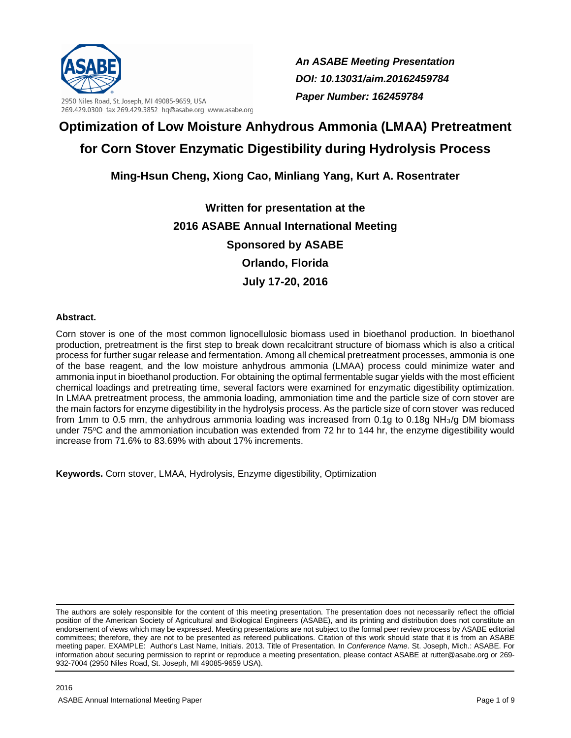2950 Niles Road, St. Joseph, MI 49085-9659, USA
269.429.0300 fax 269.429.3852 hq@asabe.org www.asabe.org

***An ASABE Meeting Presentation***
***DOI: 10.13031/aim.20162459784***
***Paper Number: 162459784***

# Optimization of Low Moisture Anhydrous Ammonia (LMAA) Pretreatment for Corn Stover Enzymatic Digestibility during Hydrolysis Process

**Ming-Hsun Cheng, Xiong Cao, Minliang Yang, Kurt A. Rosentrater**

**Written for presentation at the**
**2016 ASABE Annual International Meeting**
**Sponsored by ASABE**
**Orlando, Florida**
**July 17-20, 2016**

**Abstract.**

Corn stover is one of the most common lignocellulosic biomass used in bioethanol production. In bioethanol production, pretreatment is the first step to break down recalcitrant structure of biomass which is also a critical process for further sugar release and fermentation. Among all chemical pretreatment processes, ammonia is one of the base reagent, and the low moisture anhydrous ammonia (LMAA) process could minimize water and ammonia input in bioethanol production. For obtaining the optimal fermentable sugar yields with the most efficient chemical loadings and pretreating time, several factors were examined for enzymatic digestibility optimization. In LMAA pretreatment process, the ammonia loading, ammoniation time and the particle size of corn stover are the main factors for enzyme digestibility in the hydrolysis process. As the particle size of corn stover was reduced from 1mm to 0.5 mm, the anhydrous ammonia loading was increased from 0.1g to 0.18g $NH_3$/g DM biomass under 75°C and the ammoniation incubation was extended from 72 hr to 144 hr, the enzyme digestibility would increase from 71.6% to 83.69% with about 17% increments.

**Keywords.** Corn stover, LMAA, Hydrolysis, Enzyme digestibility, Optimization

The authors are solely responsible for the content of this meeting presentation. The presentation does not necessarily reflect the official position of the American Society of Agricultural and Biological Engineers (ASABE), and its printing and distribution does not constitute an endorsement of views which may be expressed. Meeting presentations are not subject to the formal peer review process by ASABE editorial committees; therefore, they are not to be presented as refereed publications. Citation of this work should state that it is from an ASABE meeting paper. EXAMPLE: Author's Last Name, Initials. 2013. Title of Presentation. In *Conference Name*. St. Joseph, Mich.: ASABE. For information about securing permission to reprint or reproduce a meeting presentation, please contact ASABE at rutter@asabe.org or 269-932-7004 (2950 Niles Road, St. Joseph, MI 49085-9659 USA).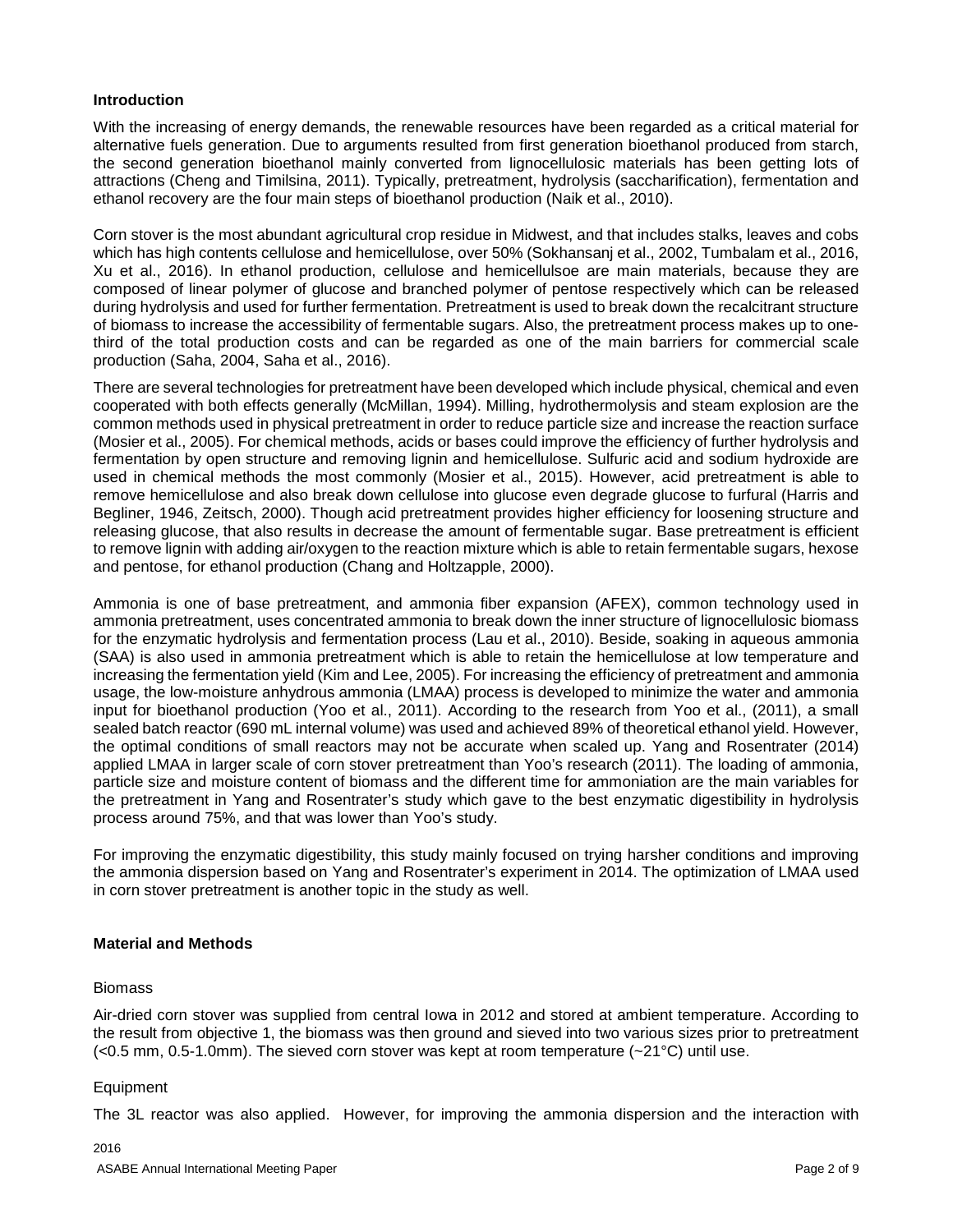## Introduction

With the increasing of energy demands, the renewable resources have been regarded as a critical material for alternative fuels generation. Due to arguments resulted from first generation bioethanol produced from starch, the second generation bioethanol mainly converted from lignocellulosic materials has been getting lots of attractions (Cheng and Timilsina, 2011). Typically, pretreatment, hydrolysis (saccharification), fermentation and ethanol recovery are the four main steps of bioethanol production (Naik et al., 2010).

Corn stover is the most abundant agricultural crop residue in Midwest, and that includes stalks, leaves and cobs which has high contents cellulose and hemicellulose, over 50% (Sokhansanj et al., 2002, Tumbalam et al., 2016, Xu et al., 2016). In ethanol production, cellulose and hemicellulsoe are main materials, because they are composed of linear polymer of glucose and branched polymer of pentose respectively which can be released during hydrolysis and used for further fermentation. Pretreatment is used to break down the recalcitrant structure of biomass to increase the accessibility of fermentable sugars. Also, the pretreatment process makes up to one-third of the total production costs and can be regarded as one of the main barriers for commercial scale production (Saha, 2004, Saha et al., 2016).

There are several technologies for pretreatment have been developed which include physical, chemical and even cooperated with both effects generally (McMillan, 1994). Milling, hydrothermolysis and steam explosion are the common methods used in physical pretreatment in order to reduce particle size and increase the reaction surface (Mosier et al., 2005). For chemical methods, acids or bases could improve the efficiency of further hydrolysis and fermentation by open structure and removing lignin and hemicellulose. Sulfuric acid and sodium hydroxide are used in chemical methods the most commonly (Mosier et al., 2015). However, acid pretreatment is able to remove hemicellulose and also break down cellulose into glucose even degrade glucose to furfural (Harris and Begliner, 1946, Zeitsch, 2000). Though acid pretreatment provides higher efficiency for loosening structure and releasing glucose, that also results in decrease the amount of fermentable sugar. Base pretreatment is efficient to remove lignin with adding air/oxygen to the reaction mixture which is able to retain fermentable sugars, hexose and pentose, for ethanol production (Chang and Holtzapple, 2000).

Ammonia is one of base pretreatment, and ammonia fiber expansion (AFEX), common technology used in ammonia pretreatment, uses concentrated ammonia to break down the inner structure of lignocellulosic biomass for the enzymatic hydrolysis and fermentation process (Lau et al., 2010). Beside, soaking in aqueous ammonia (SAA) is also used in ammonia pretreatment which is able to retain the hemicellulose at low temperature and increasing the fermentation yield (Kim and Lee, 2005). For increasing the efficiency of pretreatment and ammonia usage, the low-moisture anhydrous ammonia (LMAA) process is developed to minimize the water and ammonia input for bioethanol production (Yoo et al., 2011). According to the research from Yoo et al., (2011), a small sealed batch reactor (690 mL internal volume) was used and achieved 89% of theoretical ethanol yield. However, the optimal conditions of small reactors may not be accurate when scaled up. Yang and Rosentrater (2014) applied LMAA in larger scale of corn stover pretreatment than Yoo's research (2011). The loading of ammonia, particle size and moisture content of biomass and the different time for ammoniation are the main variables for the pretreatment in Yang and Rosentrater's study which gave to the best enzymatic digestibility in hydrolysis process around 75%, and that was lower than Yoo's study.

For improving the enzymatic digestibility, this study mainly focused on trying harsher conditions and improving the ammonia dispersion based on Yang and Rosentrater's experiment in 2014. The optimization of LMAA used in corn stover pretreatment is another topic in the study as well.

## Material and Methods

### Biomass

Air-dried corn stover was supplied from central Iowa in 2012 and stored at ambient temperature. According to the result from objective 1, the biomass was then ground and sieved into two various sizes prior to pretreatment (<0.5 mm, 0.5-1.0mm). The sieved corn stover was kept at room temperature (~21°C) until use.

### Equipment

The 3L reactor was also applied. However, for improving the ammonia dispersion and the interaction with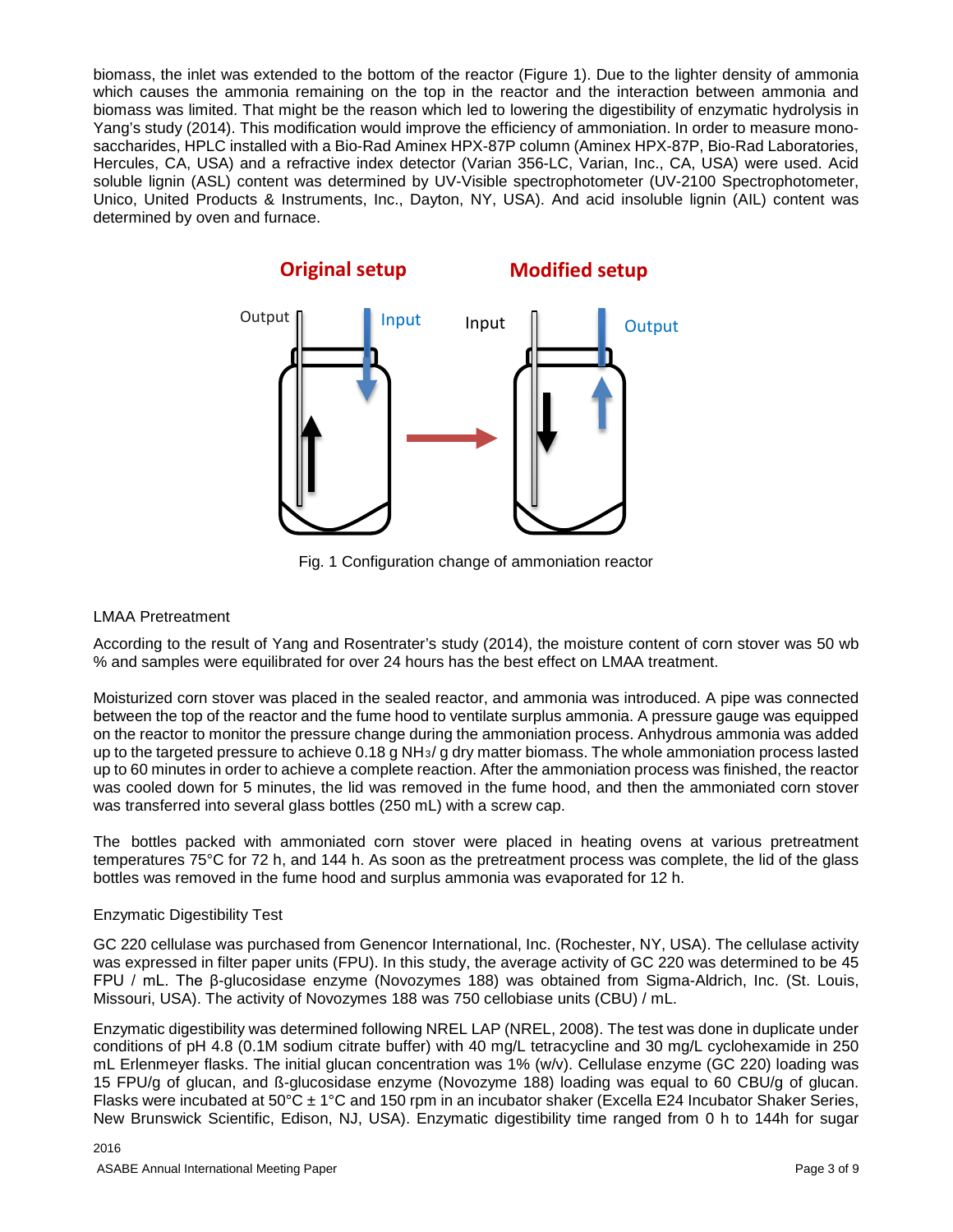biomass, the inlet was extended to the bottom of the reactor (Figure 1). Due to the lighter density of ammonia which causes the ammonia remaining on the top in the reactor and the interaction between ammonia and biomass was limited. That might be the reason which led to lowering the digestibility of enzymatic hydrolysis in Yang's study (2014). This modification would improve the efficiency of ammoniation. In order to measure mono-saccharides, HPLC installed with a Bio-Rad Aminex HPX-87P column (Aminex HPX-87P, Bio-Rad Laboratories, Hercules, CA, USA) and a refractive index detector (Varian 356-LC, Varian, Inc., CA, USA) were used. Acid soluble lignin (ASL) content was determined by UV-Visible spectrophotometer (UV-2100 Spectrophotometer, Unico, United Products & Instruments, Inc., Dayton, NY, USA). And acid insoluble lignin (AIL) content was determined by oven and furnace.

Fig. 1 Configuration change of ammoniation reactor

### LMAA Pretreatment

According to the result of Yang and Rosentrater's study (2014), the moisture content of corn stover was 50 wb % and samples were equilibrated for over 24 hours has the best effect on LMAA treatment.

Moisturized corn stover was placed in the sealed reactor, and ammonia was introduced. A pipe was connected between the top of the reactor and the fume hood to ventilate surplus ammonia. A pressure gauge was equipped on the reactor to monitor the pressure change during the ammoniation process. Anhydrous ammonia was added up to the targeted pressure to achieve 0.18 g $NH_3$/ g dry matter biomass. The whole ammoniation process lasted up to 60 minutes in order to achieve a complete reaction. After the ammoniation process was finished, the reactor was cooled down for 5 minutes, the lid was removed in the fume hood, and then the ammoniated corn stover was transferred into several glass bottles (250 mL) with a screw cap.

The bottles packed with ammoniated corn stover were placed in heating ovens at various pretreatment temperatures 75°C for 72 h, and 144 h. As soon as the pretreatment process was complete, the lid of the glass bottles was removed in the fume hood and surplus ammonia was evaporated for 12 h.

### Enzymatic Digestibility Test

GC 220 cellulase was purchased from Genencor International, Inc. (Rochester, NY, USA). The cellulase activity was expressed in filter paper units (FPU). In this study, the average activity of GC 220 was determined to be 45 FPU / mL. The β-glucosidase enzyme (Novozymes 188) was obtained from Sigma-Aldrich, Inc. (St. Louis, Missouri, USA). The activity of Novozymes 188 was 750 cellobiase units (CBU) / mL.

Enzymatic digestibility was determined following NREL LAP (NREL, 2008). The test was done in duplicate under conditions of pH 4.8 (0.1M sodium citrate buffer) with 40 mg/L tetracycline and 30 mg/L cyclohexamide in 250 mL Erlenmeyer flasks. The initial glucan concentration was 1% (w/v). Cellulase enzyme (GC 220) loading was 15 FPU/g of glucan, and ß-glucosidase enzyme (Novozyme 188) loading was equal to 60 CBU/g of glucan. Flasks were incubated at 50°C ± 1°C and 150 rpm in an incubator shaker (Excella E24 Incubator Shaker Series, New Brunswick Scientific, Edison, NJ, USA). Enzymatic digestibility time ranged from 0 h to 144h for sugar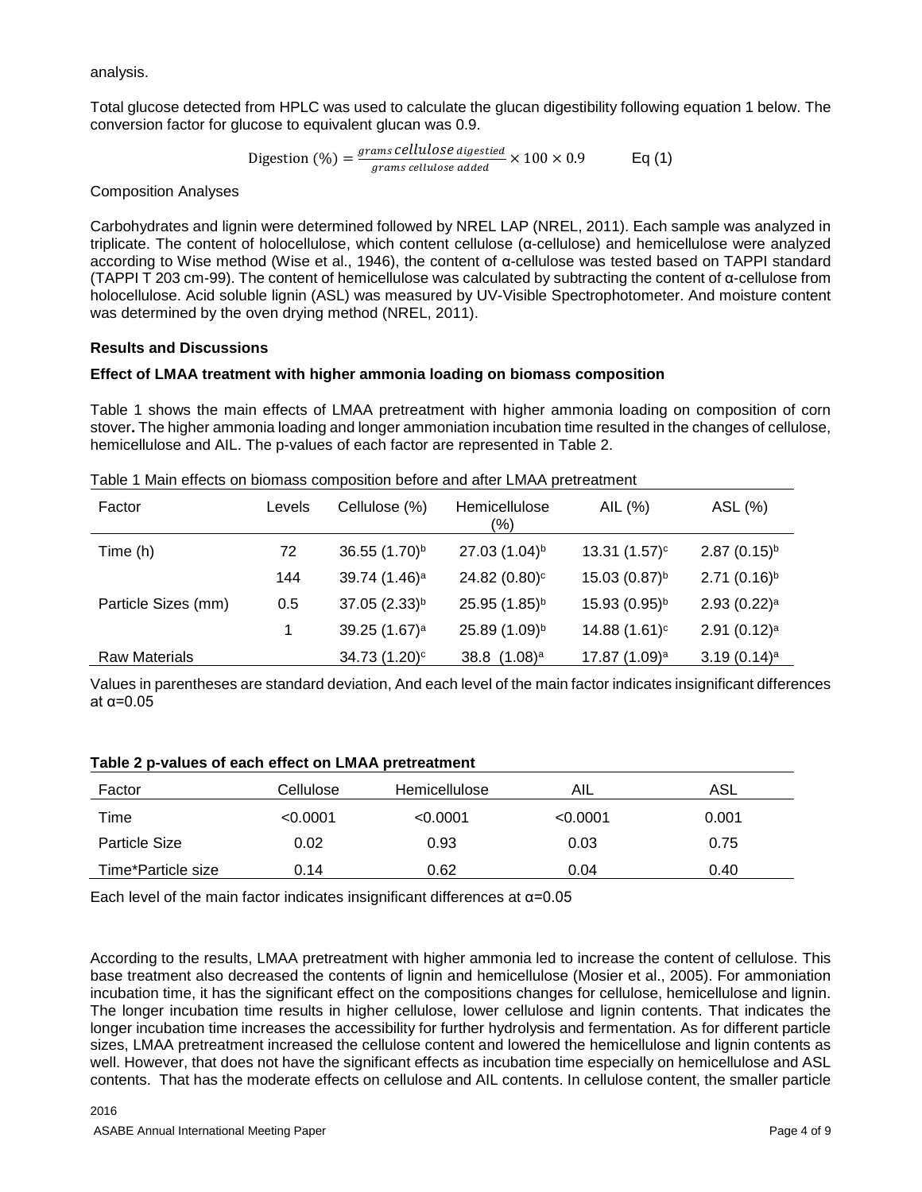analysis.

Total glucose detected from HPLC was used to calculate the glucan digestibility following equation 1 below. The conversion factor for glucose to equivalent glucan was 0.9.

$$\text{Digestion (\%)} = \frac{grams\ cellulose\ _{digestied}}{grams\ cellulose\ added} \times 100 \times 0.9 \qquad \text{Eq (1)}$$

Composition Analyses

Carbohydrates and lignin were determined followed by NREL LAP (NREL, 2011). Each sample was analyzed in triplicate. The content of holocellulose, which content cellulose (α-cellulose) and hemicellulose were analyzed according to Wise method (Wise et al., 1946), the content of α-cellulose was tested based on TAPPI standard (TAPPI T 203 cm-99). The content of hemicellulose was calculated by subtracting the content of α-cellulose from holocellulose. Acid soluble lignin (ASL) was measured by UV-Visible Spectrophotometer. And moisture content was determined by the oven drying method (NREL, 2011).

**Results and Discussions**

**Effect of LMAA treatment with higher ammonia loading on biomass composition**

Table 1 shows the main effects of LMAA pretreatment with higher ammonia loading on composition of corn stover**.** The higher ammonia loading and longer ammoniation incubation time resulted in the changes of cellulose, hemicellulose and AIL. The p-values of each factor are represented in Table 2.

Table 1 Main effects on biomass composition before and after LMAA pretreatment

| Factor | Levels | Cellulose (%) | Hemicellulose (%) | AIL (%) | ASL (%) |
|---|---|---|---|---|---|
| Time (h) | 72 | 36.55 (1.70)[b] | 27.03 (1.04)[b] | 13.31 (1.57)[c] | 2.87 (0.15)[b] |
| | 144 | 39.74 (1.46)[a] | 24.82 (0.80)[c] | 15.03 (0.87)[b] | 2.71 (0.16)[b] |
| Particle Sizes (mm) | 0.5 | 37.05 (2.33)[b] | 25.95 (1.85)[b] | 15.93 (0.95)[b] | 2.93 (0.22)[a] |
| | 1 | 39.25 (1.67)[a] | 25.89 (1.09)[b] | 14.88 (1.61)[c] | 2.91 (0.12)[a] |
| Raw Materials | | 34.73 (1.20)[c] | 38.8 (1.08)[a] | 17.87 (1.09)[a] | 3.19 (0.14)[a] |

Values in parentheses are standard deviation, And each level of the main factor indicates insignificant differences at α=0.05

**Table 2 p-values of each effect on LMAA pretreatment**

| Factor | Cellulose | Hemicellulose | AIL | ASL |
|---|---|---|---|---|
| Time | <0.0001 | <0.0001 | <0.0001 | 0.001 |
| Particle Size | 0.02 | 0.93 | 0.03 | 0.75 |
| Time*Particle size | 0.14 | 0.62 | 0.04 | 0.40 |

Each level of the main factor indicates insignificant differences at α=0.05

According to the results, LMAA pretreatment with higher ammonia led to increase the content of cellulose. This base treatment also decreased the contents of lignin and hemicellulose (Mosier et al., 2005). For ammoniation incubation time, it has the significant effect on the compositions changes for cellulose, hemicellulose and lignin. The longer incubation time results in higher cellulose, lower cellulose and lignin contents. That indicates the longer incubation time increases the accessibility for further hydrolysis and fermentation. As for different particle sizes, LMAA pretreatment increased the cellulose content and lowered the hemicellulose and lignin contents as well. However, that does not have the significant effects as incubation time especially on hemicellulose and ASL contents. That has the moderate effects on cellulose and AIL contents. In cellulose content, the smaller particle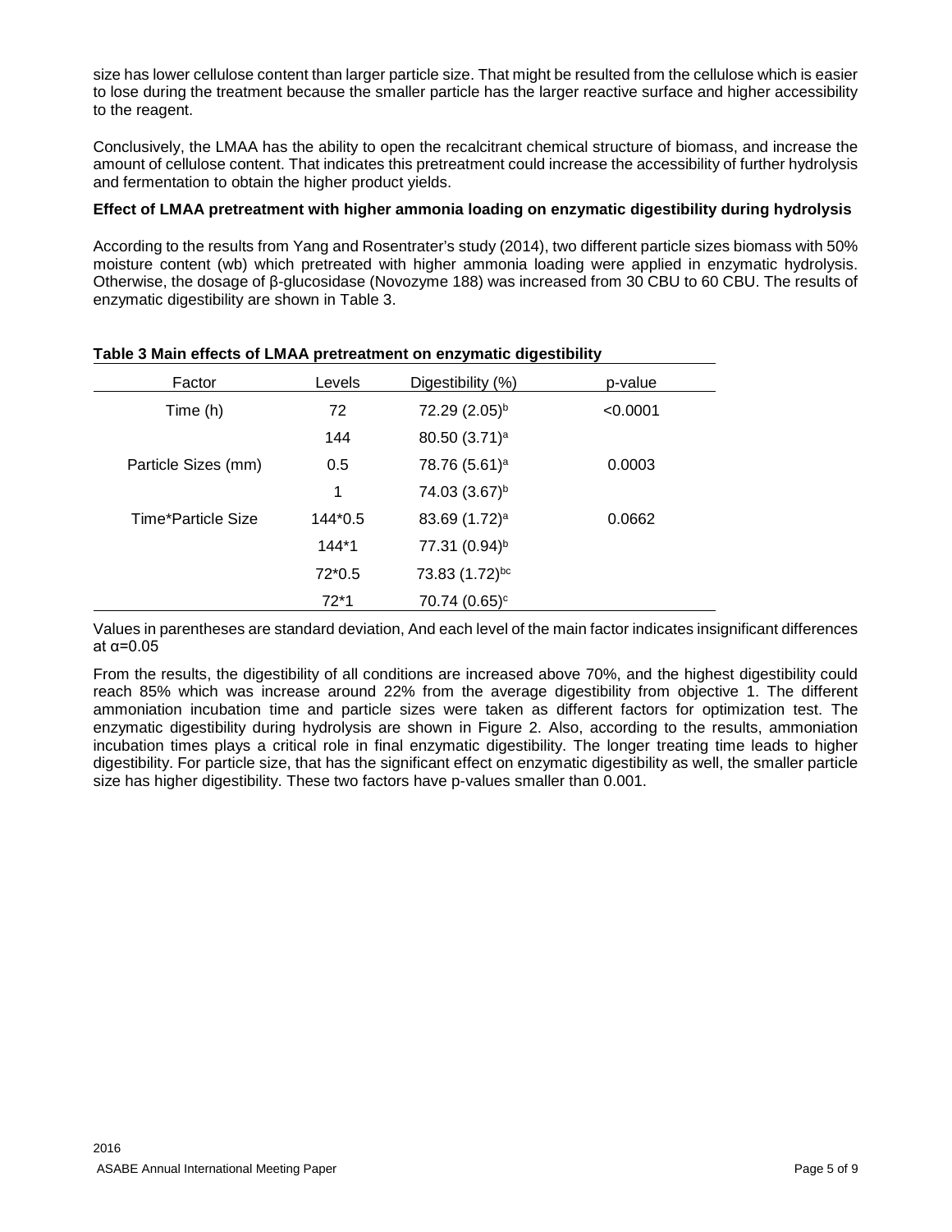size has lower cellulose content than larger particle size. That might be resulted from the cellulose which is easier to lose during the treatment because the smaller particle has the larger reactive surface and higher accessibility to the reagent.

Conclusively, the LMAA has the ability to open the recalcitrant chemical structure of biomass, and increase the amount of cellulose content. That indicates this pretreatment could increase the accessibility of further hydrolysis and fermentation to obtain the higher product yields.

**Effect of LMAA pretreatment with higher ammonia loading on enzymatic digestibility during hydrolysis**

According to the results from Yang and Rosentrater's study (2014), two different particle sizes biomass with 50% moisture content (wb) which pretreated with higher ammonia loading were applied in enzymatic hydrolysis. Otherwise, the dosage of β-glucosidase (Novozyme 188) was increased from 30 CBU to 60 CBU. The results of enzymatic digestibility are shown in Table 3.

**Table 3 Main effects of LMAA pretreatment on enzymatic digestibility**

| Factor | Levels | Digestibility (%) | p-value |
|---|---|---|---|
| Time (h) | 72 | 72.29 (2.05)[b] | <0.0001 |
| | 144 | 80.50 (3.71)[a] | |
| Particle Sizes (mm) | 0.5 | 78.76 (5.61)[a] | 0.0003 |
| | 1 | 74.03 (3.67)[b] | |
| Time*Particle Size | 144*0.5 | 83.69 (1.72)[a] | 0.0662 |
| | 144*1 | 77.31 (0.94)[b] | |
| | 72*0.5 | 73.83 (1.72)[bc] | |
| | 72*1 | 70.74 (0.65)[c] | |

Values in parentheses are standard deviation, And each level of the main factor indicates insignificant differences at α=0.05

From the results, the digestibility of all conditions are increased above 70%, and the highest digestibility could reach 85% which was increase around 22% from the average digestibility from objective 1. The different ammoniation incubation time and particle sizes were taken as different factors for optimization test. The enzymatic digestibility during hydrolysis are shown in Figure 2. Also, according to the results, ammoniation incubation times plays a critical role in final enzymatic digestibility. The longer treating time leads to higher digestibility. For particle size, that has the significant effect on enzymatic digestibility as well, the smaller particle size has higher digestibility. These two factors have p-values smaller than 0.001.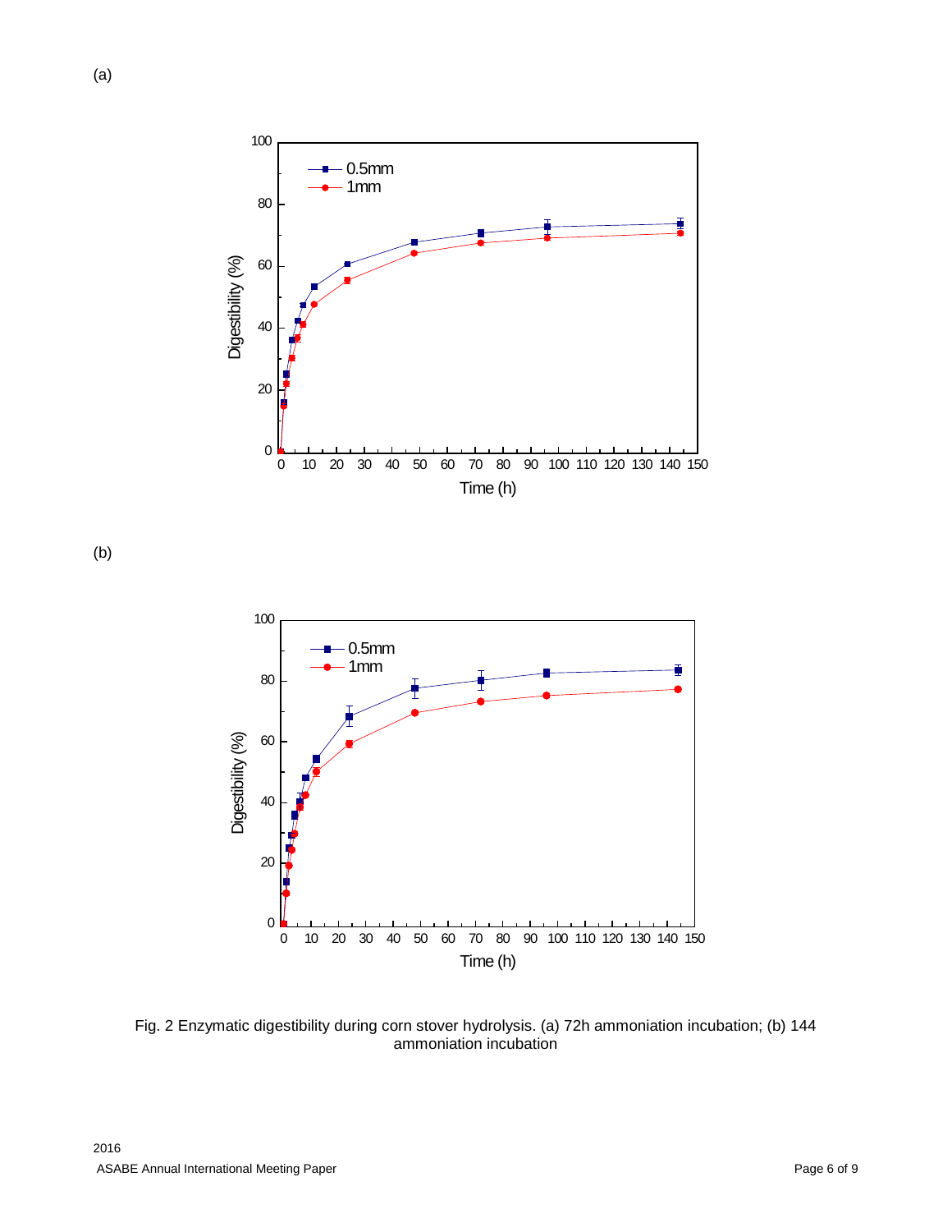(a)

(b)

Fig. 2 Enzymatic digestibility during corn stover hydrolysis. (a) 72h ammoniation incubation; (b) 144 ammoniation incubation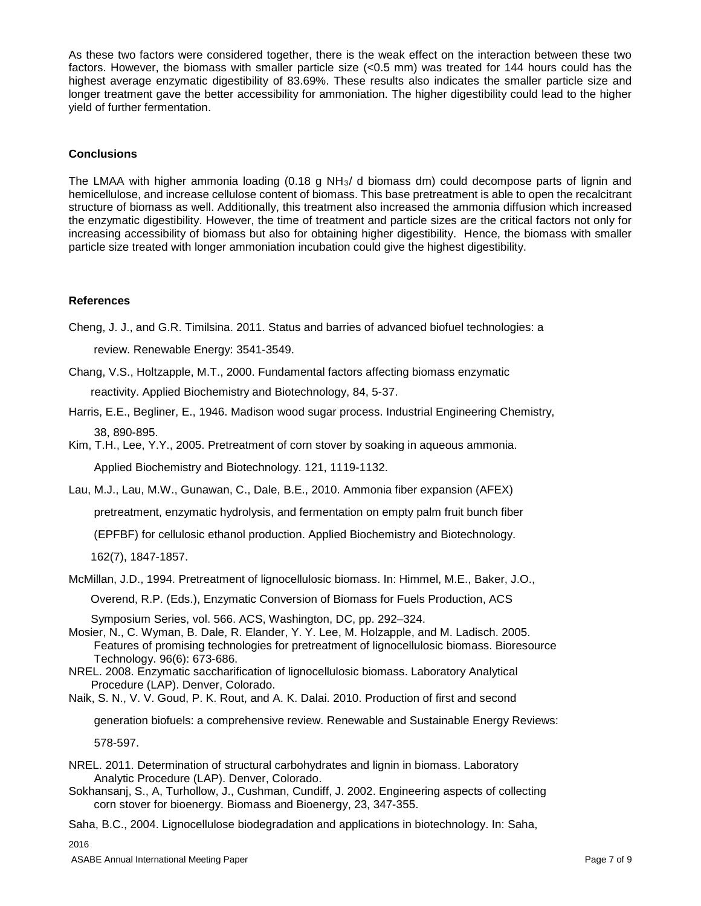As these two factors were considered together, there is the weak effect on the interaction between these two factors. However, the biomass with smaller particle size (<0.5 mm) was treated for 144 hours could has the highest average enzymatic digestibility of 83.69%. These results also indicates the smaller particle size and longer treatment gave the better accessibility for ammoniation. The higher digestibility could lead to the higher yield of further fermentation.

## Conclusions

The LMAA with higher ammonia loading (0.18 g $NH_3$/ d biomass dm) could decompose parts of lignin and hemicellulose, and increase cellulose content of biomass. This base pretreatment is able to open the recalcitrant structure of biomass as well. Additionally, this treatment also increased the ammonia diffusion which increased the enzymatic digestibility. However, the time of treatment and particle sizes are the critical factors not only for increasing accessibility of biomass but also for obtaining higher digestibility. Hence, the biomass with smaller particle size treated with longer ammoniation incubation could give the highest digestibility.

## References

Cheng, J. J., and G.R. Timilsina. 2011. Status and barries of advanced biofuel technologies: a review. Renewable Energy: 3541-3549.

Chang, V.S., Holtzapple, M.T., 2000. Fundamental factors affecting biomass enzymatic reactivity. Applied Biochemistry and Biotechnology, 84, 5-37.

Harris, E.E., Begliner, E., 1946. Madison wood sugar process. Industrial Engineering Chemistry, 38, 890-895.

Kim, T.H., Lee, Y.Y., 2005. Pretreatment of corn stover by soaking in aqueous ammonia. Applied Biochemistry and Biotechnology. 121, 1119-1132.

Lau, M.J., Lau, M.W., Gunawan, C., Dale, B.E., 2010. Ammonia fiber expansion (AFEX) pretreatment, enzymatic hydrolysis, and fermentation on empty palm fruit bunch fiber (EPFBF) for cellulosic ethanol production. Applied Biochemistry and Biotechnology. 162(7), 1847-1857.

McMillan, J.D., 1994. Pretreatment of lignocellulosic biomass. In: Himmel, M.E., Baker, J.O., Overend, R.P. (Eds.), Enzymatic Conversion of Biomass for Fuels Production, ACS Symposium Series, vol. 566. ACS, Washington, DC, pp. 292–324.

Mosier, N., C. Wyman, B. Dale, R. Elander, Y. Y. Lee, M. Holzapple, and M. Ladisch. 2005. Features of promising technologies for pretreatment of lignocellulosic biomass. Bioresource Technology. 96(6): 673-686.

NREL. 2008. Enzymatic saccharification of lignocellulosic biomass. Laboratory Analytical Procedure (LAP). Denver, Colorado.

Naik, S. N., V. V. Goud, P. K. Rout, and A. K. Dalai. 2010. Production of first and second generation biofuels: a comprehensive review. Renewable and Sustainable Energy Reviews: 578-597.

NREL. 2011. Determination of structural carbohydrates and lignin in biomass. Laboratory Analytic Procedure (LAP). Denver, Colorado.

Sokhansanj, S., A, Turhollow, J., Cushman, Cundiff, J. 2002. Engineering aspects of collecting corn stover for bioenergy. Biomass and Bioenergy, 23, 347-355.

Saha, B.C., 2004. Lignocellulose biodegradation and applications in biotechnology. In: Saha,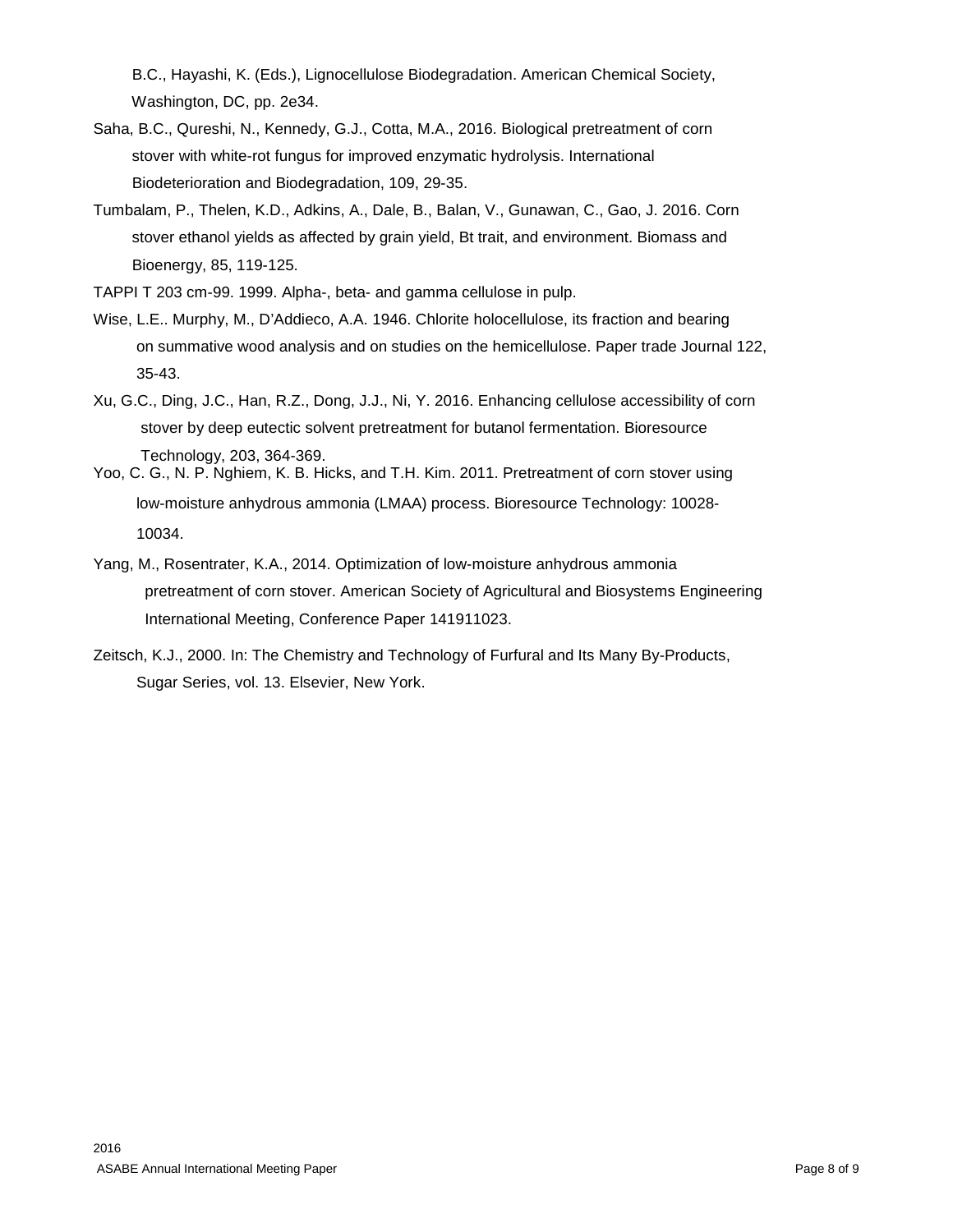B.C., Hayashi, K. (Eds.), Lignocellulose Biodegradation. American Chemical Society, Washington, DC, pp. 2e34.

Saha, B.C., Qureshi, N., Kennedy, G.J., Cotta, M.A., 2016. Biological pretreatment of corn stover with white-rot fungus for improved enzymatic hydrolysis. International Biodeterioration and Biodegradation, 109, 29-35.

Tumbalam, P., Thelen, K.D., Adkins, A., Dale, B., Balan, V., Gunawan, C., Gao, J. 2016. Corn stover ethanol yields as affected by grain yield, Bt trait, and environment. Biomass and Bioenergy, 85, 119-125.

TAPPI T 203 cm-99. 1999. Alpha-, beta- and gamma cellulose in pulp.

Wise, L.E.. Murphy, M., D'Addieco, A.A. 1946. Chlorite holocellulose, its fraction and bearing on summative wood analysis and on studies on the hemicellulose. Paper trade Journal 122, 35-43.

Xu, G.C., Ding, J.C., Han, R.Z., Dong, J.J., Ni, Y. 2016. Enhancing cellulose accessibility of corn stover by deep eutectic solvent pretreatment for butanol fermentation. Bioresource Technology, 203, 364-369.

Yoo, C. G., N. P. Nghiem, K. B. Hicks, and T.H. Kim. 2011. Pretreatment of corn stover using low-moisture anhydrous ammonia (LMAA) process. Bioresource Technology: 10028-10034.

Yang, M., Rosentrater, K.A., 2014. Optimization of low-moisture anhydrous ammonia pretreatment of corn stover. American Society of Agricultural and Biosystems Engineering International Meeting, Conference Paper 141911023.

Zeitsch, K.J., 2000. In: The Chemistry and Technology of Furfural and Its Many By-Products, Sugar Series, vol. 13. Elsevier, New York.